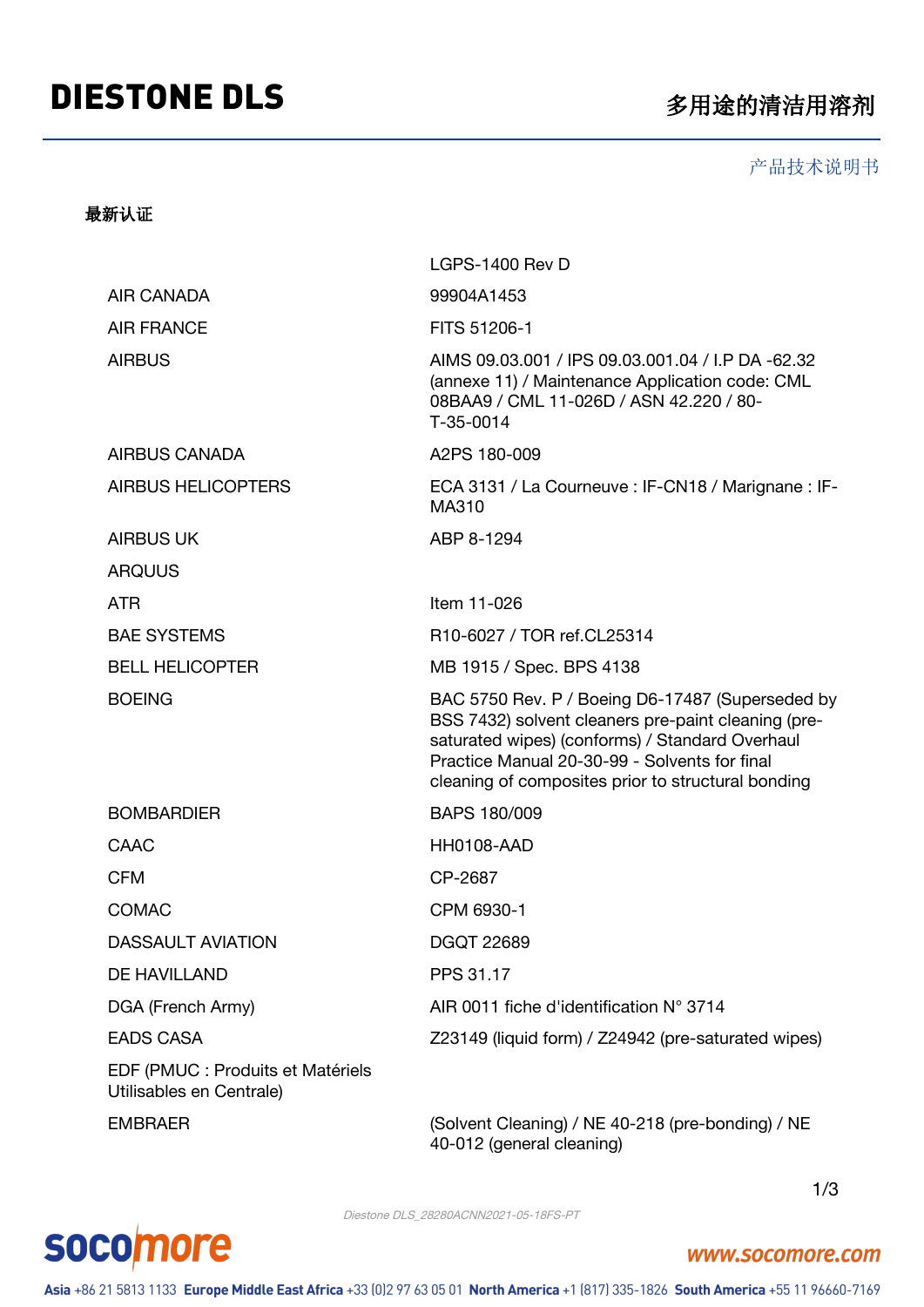# DIESTONE DLS

## 多用途的清洁用溶剂

产品技术说明书

### 最新认证

| | |
|---|---|
| | LGPS-1400 Rev D |
| AIR CANADA | 99904A1453 |
| AIR FRANCE | FITS 51206-1 |
| AIRBUS | AIMS 09.03.001 / IPS 09.03.001.04 / I.P DA -62.32 (annexe 11) / Maintenance Application code: CML 08BAA9 / CML 11-026D / ASN 42.220 / 80-T-35-0014 |
| AIRBUS CANADA | A2PS 180-009 |
| AIRBUS HELICOPTERS | ECA 3131 / La Courneuve : IF-CN18 / Marignane : IF-MA310 |
| AIRBUS UK | ABP 8-1294 |
| ARQUUS | |
| ATR | Item 11-026 |
| BAE SYSTEMS | R10-6027 / TOR ref.CL25314 |
| BELL HELICOPTER | MB 1915 / Spec. BPS 4138 |
| BOEING | BAC 5750 Rev. P / Boeing D6-17487 (Superseded by BSS 7432) solvent cleaners pre-paint cleaning (pre-saturated wipes) (conforms) / Standard Overhaul Practice Manual 20-30-99 - Solvents for final cleaning of composites prior to structural bonding |
| BOMBARDIER | BAPS 180/009 |
| CAAC | HH0108-AAD |
| CFM | CP-2687 |
| COMAC | CPM 6930-1 |
| DASSAULT AVIATION | DGQT 22689 |
| DE HAVILLAND | PPS 31.17 |
| DGA (French Army) | AIR 0011 fiche d'identification N° 3714 |
| EADS CASA | Z23149 (liquid form) / Z24942 (pre-saturated wipes) |
| EDF (PMUC : Produits et Matériels Utilisables en Centrale) | |
| EMBRAER | (Solvent Cleaning) / NE 40-218 (pre-bonding) / NE 40-012 (general cleaning) |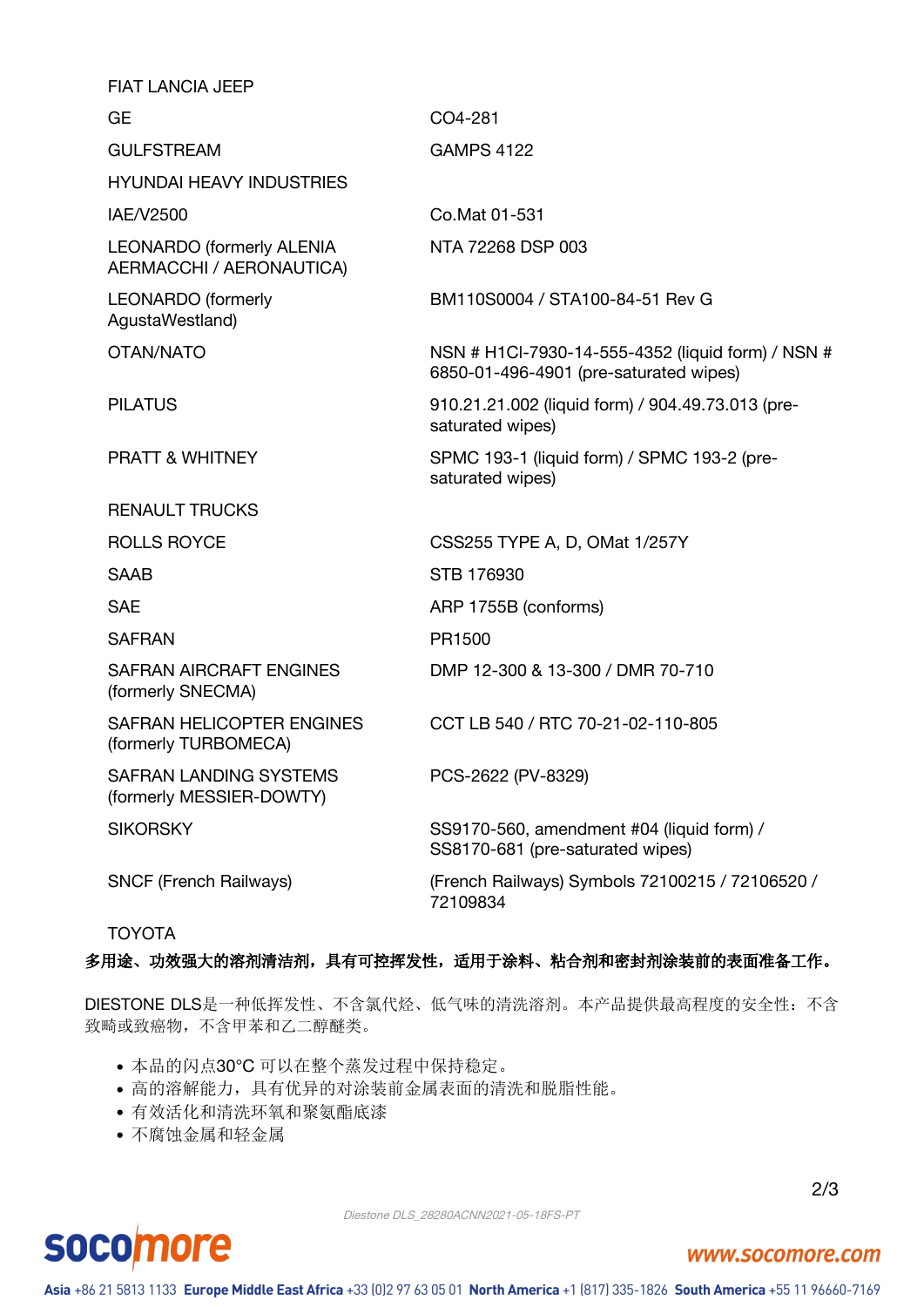| | |
|---|---|
| FIAT LANCIA JEEP | |
| GE | CO4-281 |
| GULFSTREAM | GAMPS 4122 |
| HYUNDAI HEAVY INDUSTRIES | |
| IAE/V2500 | Co.Mat 01-531 |
| LEONARDO (formerly ALENIA AERMACCHI / AERONAUTICA) | NTA 72268 DSP 003 |
| LEONARDO (formerly AgustaWestland) | BM110S0004 / STA100-84-51 Rev G |
| OTAN/NATO | NSN # H1CI-7930-14-555-4352 (liquid form) / NSN # 6850-01-496-4901 (pre-saturated wipes) |
| PILATUS | 910.21.21.002 (liquid form) / 904.49.73.013 (pre-saturated wipes) |
| PRATT & WHITNEY | SPMC 193-1 (liquid form) / SPMC 193-2 (pre-saturated wipes) |
| RENAULT TRUCKS | |
| ROLLS ROYCE | CSS255 TYPE A, D, OMat 1/257Y |
| SAAB | STB 176930 |
| SAE | ARP 1755B (conforms) |
| SAFRAN | PR1500 |
| SAFRAN AIRCRAFT ENGINES (formerly SNECMA) | DMP 12-300 & 13-300 / DMR 70-710 |
| SAFRAN HELICOPTER ENGINES (formerly TURBOMECA) | CCT LB 540 / RTC 70-21-02-110-805 |
| SAFRAN LANDING SYSTEMS (formerly MESSIER-DOWTY) | PCS-2622 (PV-8329) |
| SIKORSKY | SS9170-560, amendment #04 (liquid form) / SS8170-681 (pre-saturated wipes) |
| SNCF (French Railways) | (French Railways) Symbols 72100215 / 72106520 / 72109834 |
| TOYOTA | |

**多用途、功效强大的溶剂清洁剂，具有可控挥发性，适用于涂料、粘合剂和密封剂涂装前的表面准备工作。**

DIESTONE DLS是一种低挥发性、不含氯代烃、低气味的清洗溶剂。本产品提供最高程度的安全性：不含致畸或致癌物，不含甲苯和乙二醇醚类。

- 本品的闪点30°C 可以在整个蒸发过程中保持稳定。
- 高的溶解能力，具有优异的对涂装前金属表面的清洗和脱脂性能。
- 有效活化和清洗环氧和聚氨酯底漆
- 不腐蚀金属和轻金属

*Diestone DLS_28280ACNN2021-05-18FS-PT*

**socomore** www.socomore.com

**Asia** +86 21 5813 1133 **Europe Middle East Africa** +33 (0)2 97 63 05 01 **North America** +1 (817) 335-1826 **South America** +55 11 96660-7169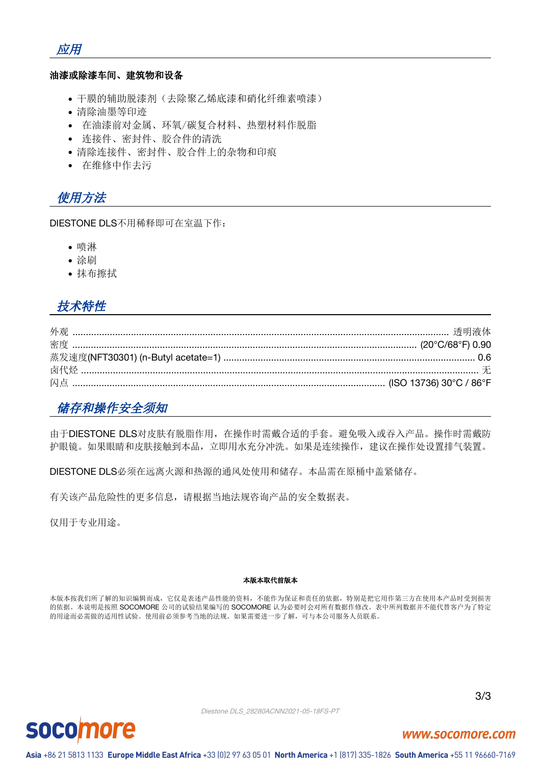## 应用

**油漆或除漆车间、建筑物和设备**

- 干膜的辅助脱漆剂（去除聚乙烯底漆和硝化纤维素喷漆）
- 清除油墨等印迹
- 在油漆前对金属、环氧/碳复合材料、热塑材料作脱脂
- 连接件、密封件、胶合件的清洗
- 清除连接件、密封件、胶合件上的杂物和印痕
- 在维修中作去污

## 使用方法

DIESTONE DLS不用稀释即可在室温下作：

- 喷淋
- 涂刷
- 抹布擦拭

## 技术特性

外观 .................................................. 透明液体
密度 .................................................. (20°C/68°F) 0.90
蒸发速度(NFT30301) (n-Butyl acetate=1) .................................................. 0.6
卤代烃 .................................................. 无
闪点 .................................................. (ISO 13736) 30°C / 86°F

## 储存和操作安全须知

由于DIESTONE DLS对皮肤有脱脂作用，在操作时需戴合适的手套。避免吸入或吞入产品。操作时需戴防护眼镜。如果眼睛和皮肤接触到本品，立即用水充分冲洗。如果是连续操作，建议在操作处设置排气装置。

DIESTONE DLS必须在远离火源和热源的通风处使用和储存。本品需在原桶中盖紧储存。

有关该产品危险性的更多信息，请根据当地法规咨询产品的安全数据表。

仅用于专业用途。

**本版本取代前版本**

本版本按我们所了解的知识编辑而成，它仅是表述产品性能的资料，不能作为保证和责任的依据，特别是把它用作第三方在使用本产品时受到损害的依据。本说明是按照 SOCOMORE 公司的试验结果编写的 SOCOMORE 认为必要时会对所有数据作修改。表中所列数据并不能代替客户为了特定的用途而必需做的适用性试验。使用前必须参考当地的法规。如果需要进一步了解，可与本公司服务人员联系。

Diestone DLS_28280ACNN2021-05-18FS-PT

socomore www.socomore.com

**Asia** +86 21 5813 1133 **Europe Middle East Africa** +33 (0)2 97 63 05 01 **North America** +1 (817) 335-1826 **South America** +55 11 96660-7169